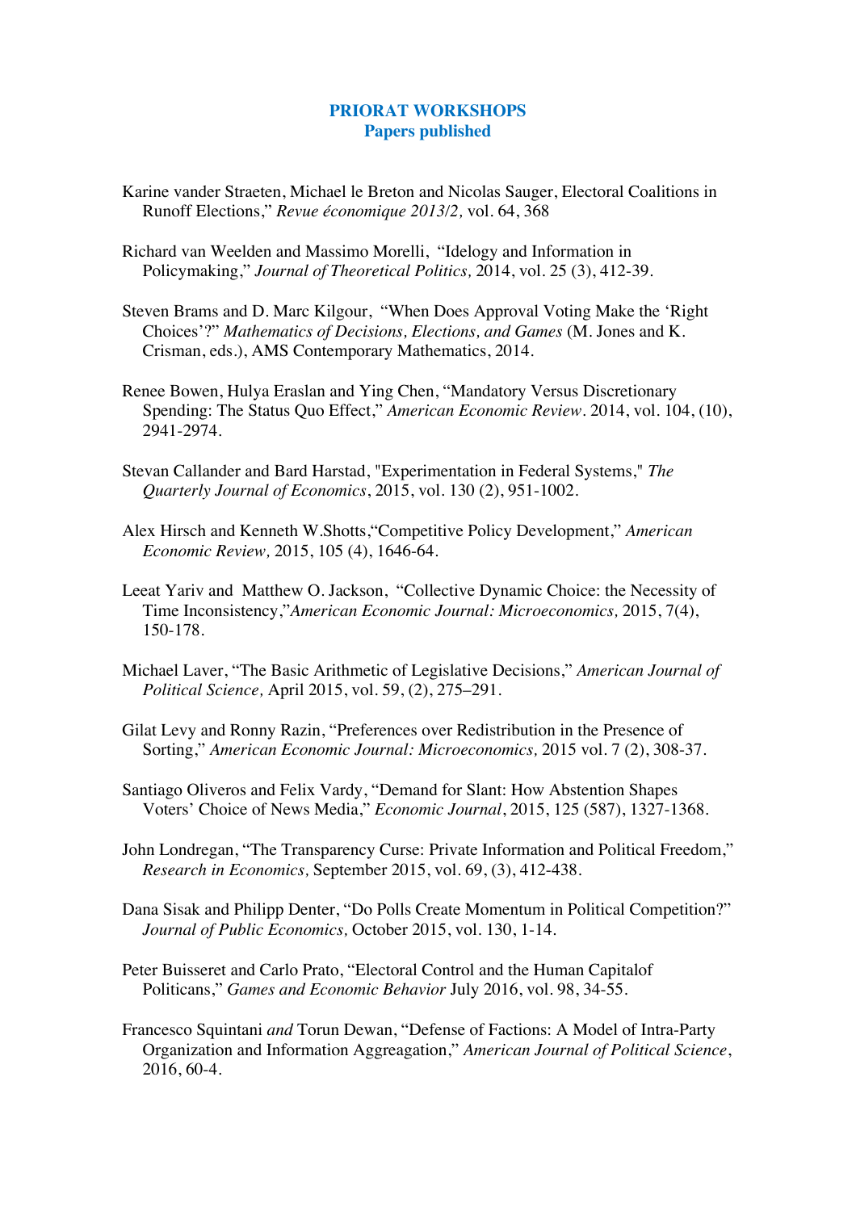**PRIORAT WORKSHOPS**
**Papers published**

Karine vander Straeten, Michael le Breton and Nicolas Sauger, Electoral Coalitions in Runoff Elections," *Revue économique 2013/2,* vol. 64, 368

Richard van Weelden and Massimo Morelli, "Idelogy and Information in Policymaking," *Journal of Theoretical Politics,* 2014, vol. 25 (3), 412-39.

Steven Brams and D. Marc Kilgour, "When Does Approval Voting Make the 'Right Choices'?" *Mathematics of Decisions, Elections, and Games* (M. Jones and K. Crisman, eds.), AMS Contemporary Mathematics, 2014.

Renee Bowen, Hulya Eraslan and Ying Chen, "Mandatory Versus Discretionary Spending: The Status Quo Effect," *American Economic Review*. 2014, vol. 104, (10), 2941-2974.

Stevan Callander and Bard Harstad, "Experimentation in Federal Systems," *The Quarterly Journal of Economics*, 2015, vol. 130 (2), 951-1002.

Alex Hirsch and Kenneth W.Shotts,"Competitive Policy Development," *American Economic Review,* 2015, 105 (4), 1646-64.

Leeat Yariv and Matthew O. Jackson, "Collective Dynamic Choice: the Necessity of Time Inconsistency,"*American Economic Journal: Microeconomics,* 2015, 7(4), 150-178.

Michael Laver, "The Basic Arithmetic of Legislative Decisions," *American Journal of Political Science,* April 2015, vol. 59, (2), 275–291.

Gilat Levy and Ronny Razin, "Preferences over Redistribution in the Presence of Sorting," *American Economic Journal: Microeconomics,* 2015 vol. 7 (2), 308-37.

Santiago Oliveros and Felix Vardy, "Demand for Slant: How Abstention Shapes Voters' Choice of News Media," *Economic Journal*, 2015, 125 (587), 1327-1368.

John Londregan, "The Transparency Curse: Private Information and Political Freedom," *Research in Economics,* September 2015, vol. 69, (3), 412-438.

Dana Sisak and Philipp Denter, "Do Polls Create Momentum in Political Competition?" *Journal of Public Economics,* October 2015, vol. 130, 1-14.

Peter Buisseret and Carlo Prato, "Electoral Control and the Human Capitalof Politicans," *Games and Economic Behavior* July 2016, vol. 98, 34-55.

Francesco Squintani *and* Torun Dewan, "Defense of Factions: A Model of Intra-Party Organization and Information Aggreagation," *American Journal of Political Science*, 2016, 60-4.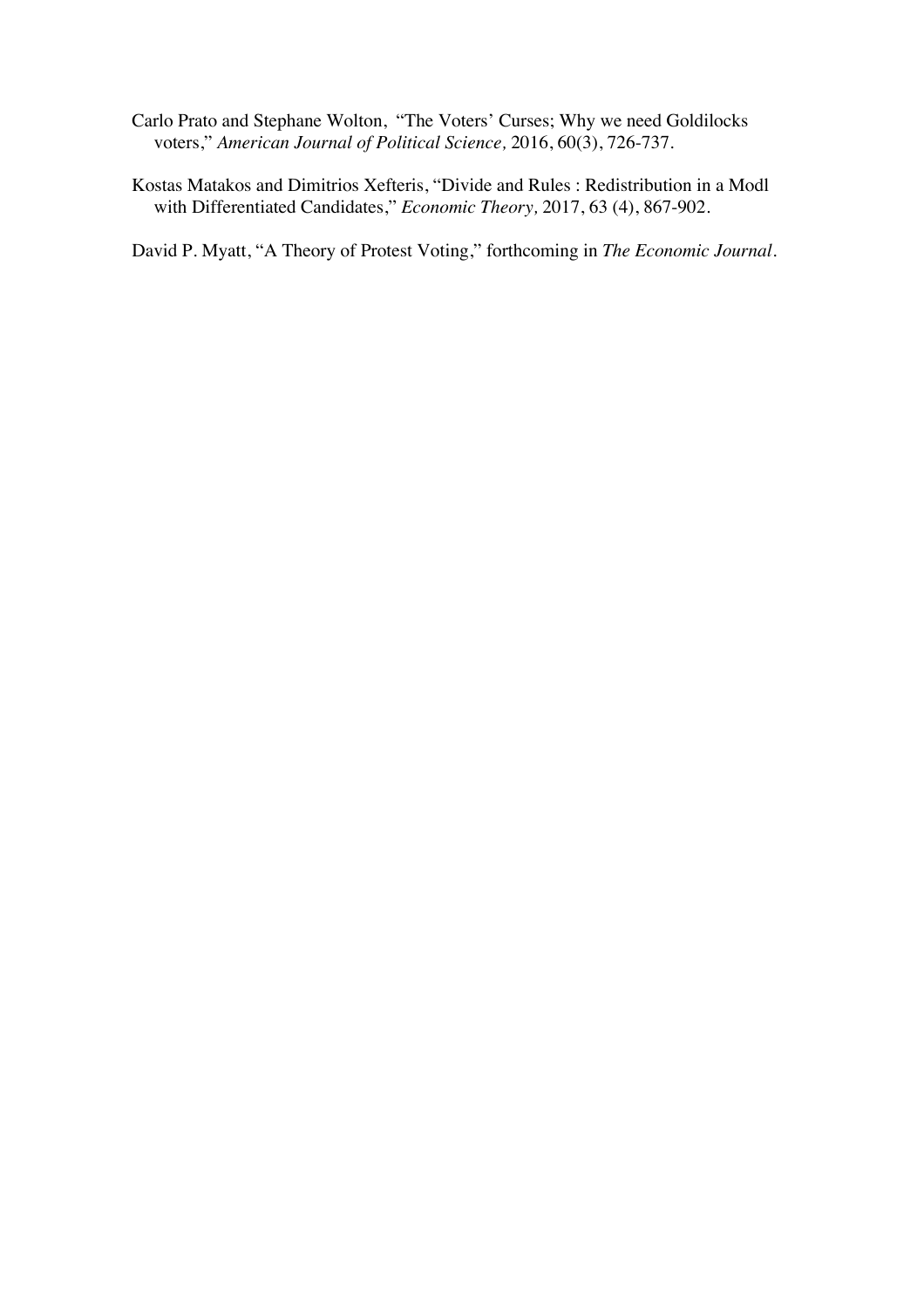Carlo Prato and Stephane Wolton, "The Voters' Curses; Why we need Goldilocks voters," *American Journal of Political Science,* 2016, 60(3), 726-737.

Kostas Matakos and Dimitrios Xefteris, "Divide and Rules : Redistribution in a Modl with Differentiated Candidates," *Economic Theory,* 2017, 63 (4), 867-902.

David P. Myatt, "A Theory of Protest Voting," forthcoming in *The Economic Journal*.